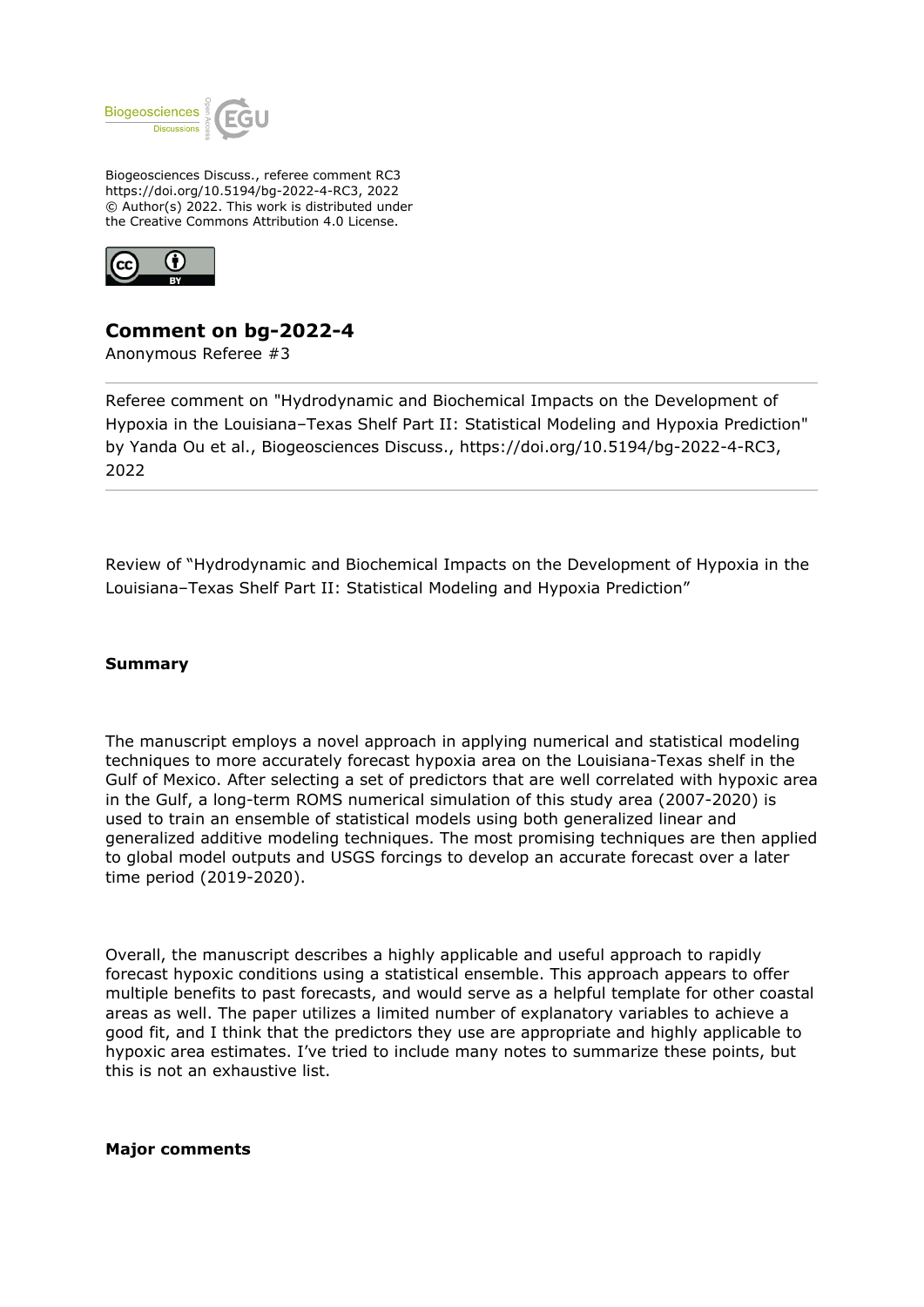Biogeosciences Discuss., referee comment RC3
https://doi.org/10.5194/bg-2022-4-RC3, 2022
© Author(s) 2022. This work is distributed under
the Creative Commons Attribution 4.0 License.

# Comment on bg-2022-4

Anonymous Referee #3

Referee comment on "Hydrodynamic and Biochemical Impacts on the Development of Hypoxia in the Louisiana–Texas Shelf Part II: Statistical Modeling and Hypoxia Prediction" by Yanda Ou et al., Biogeosciences Discuss., https://doi.org/10.5194/bg-2022-4-RC3, 2022

Review of "Hydrodynamic and Biochemical Impacts on the Development of Hypoxia in the Louisiana–Texas Shelf Part II: Statistical Modeling and Hypoxia Prediction"

**Summary**

The manuscript employs a novel approach in applying numerical and statistical modeling techniques to more accurately forecast hypoxia area on the Louisiana-Texas shelf in the Gulf of Mexico. After selecting a set of predictors that are well correlated with hypoxic area in the Gulf, a long-term ROMS numerical simulation of this study area (2007-2020) is used to train an ensemble of statistical models using both generalized linear and generalized additive modeling techniques. The most promising techniques are then applied to global model outputs and USGS forcings to develop an accurate forecast over a later time period (2019-2020).

Overall, the manuscript describes a highly applicable and useful approach to rapidly forecast hypoxic conditions using a statistical ensemble. This approach appears to offer multiple benefits to past forecasts, and would serve as a helpful template for other coastal areas as well. The paper utilizes a limited number of explanatory variables to achieve a good fit, and I think that the predictors they use are appropriate and highly applicable to hypoxic area estimates. I've tried to include many notes to summarize these points, but this is not an exhaustive list.

**Major comments**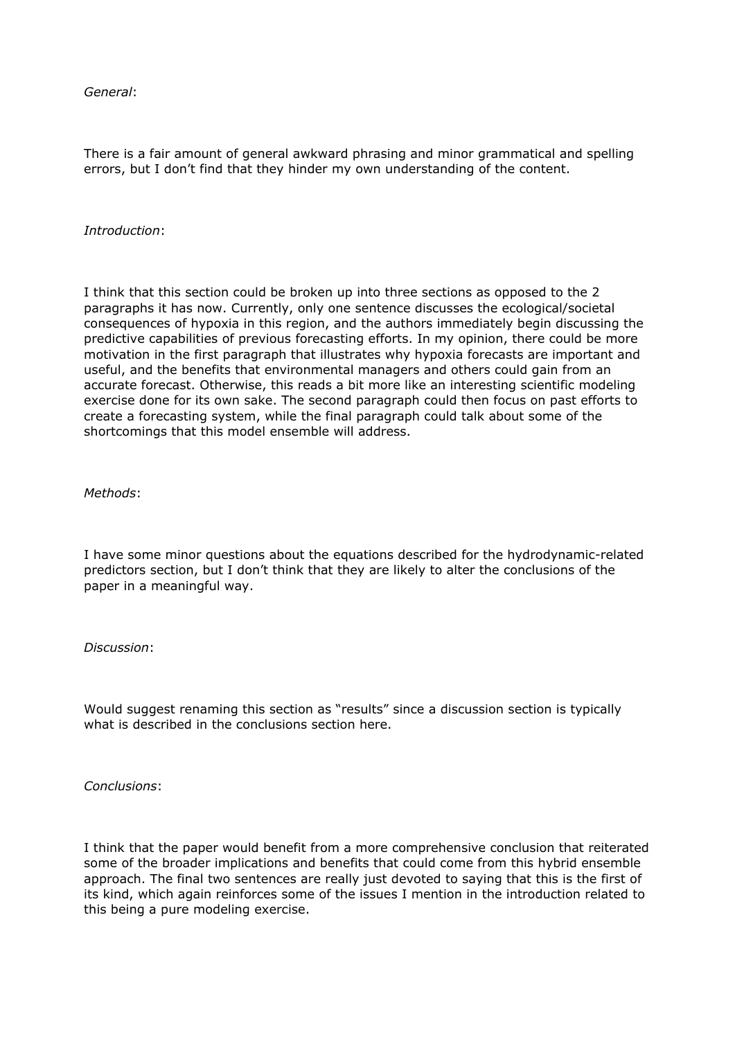*General*:

There is a fair amount of general awkward phrasing and minor grammatical and spelling errors, but I don't find that they hinder my own understanding of the content.

*Introduction*:

I think that this section could be broken up into three sections as opposed to the 2 paragraphs it has now. Currently, only one sentence discusses the ecological/societal consequences of hypoxia in this region, and the authors immediately begin discussing the predictive capabilities of previous forecasting efforts. In my opinion, there could be more motivation in the first paragraph that illustrates why hypoxia forecasts are important and useful, and the benefits that environmental managers and others could gain from an accurate forecast. Otherwise, this reads a bit more like an interesting scientific modeling exercise done for its own sake. The second paragraph could then focus on past efforts to create a forecasting system, while the final paragraph could talk about some of the shortcomings that this model ensemble will address.

*Methods*:

I have some minor questions about the equations described for the hydrodynamic-related predictors section, but I don't think that they are likely to alter the conclusions of the paper in a meaningful way.

*Discussion*:

Would suggest renaming this section as "results" since a discussion section is typically what is described in the conclusions section here.

*Conclusions*:

I think that the paper would benefit from a more comprehensive conclusion that reiterated some of the broader implications and benefits that could come from this hybrid ensemble approach. The final two sentences are really just devoted to saying that this is the first of its kind, which again reinforces some of the issues I mention in the introduction related to this being a pure modeling exercise.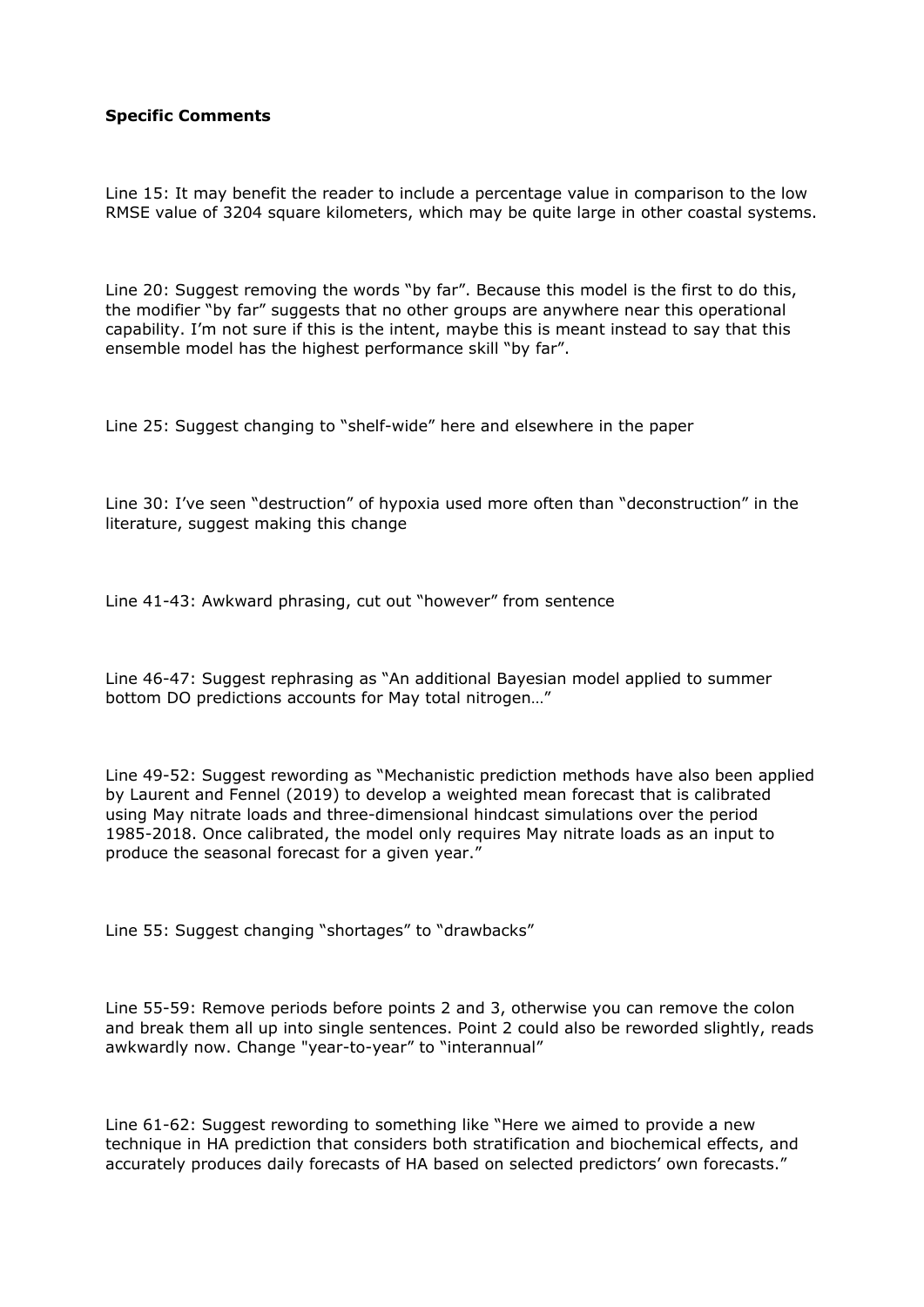**Specific Comments**

Line 15: It may benefit the reader to include a percentage value in comparison to the low RMSE value of 3204 square kilometers, which may be quite large in other coastal systems.

Line 20: Suggest removing the words “by far”. Because this model is the first to do this, the modifier “by far” suggests that no other groups are anywhere near this operational capability. I’m not sure if this is the intent, maybe this is meant instead to say that this ensemble model has the highest performance skill “by far”.

Line 25: Suggest changing to “shelf-wide” here and elsewhere in the paper

Line 30: I’ve seen “destruction” of hypoxia used more often than “deconstruction” in the literature, suggest making this change

Line 41-43: Awkward phrasing, cut out “however” from sentence

Line 46-47: Suggest rephrasing as “An additional Bayesian model applied to summer bottom DO predictions accounts for May total nitrogen…”

Line 49-52: Suggest rewording as “Mechanistic prediction methods have also been applied by Laurent and Fennel (2019) to develop a weighted mean forecast that is calibrated using May nitrate loads and three-dimensional hindcast simulations over the period 1985-2018. Once calibrated, the model only requires May nitrate loads as an input to produce the seasonal forecast for a given year.”

Line 55: Suggest changing “shortages” to “drawbacks”

Line 55-59: Remove periods before points 2 and 3, otherwise you can remove the colon and break them all up into single sentences. Point 2 could also be reworded slightly, reads awkwardly now. Change "year-to-year" to “interannual”

Line 61-62: Suggest rewording to something like “Here we aimed to provide a new technique in HA prediction that considers both stratification and biochemical effects, and accurately produces daily forecasts of HA based on selected predictors’ own forecasts.”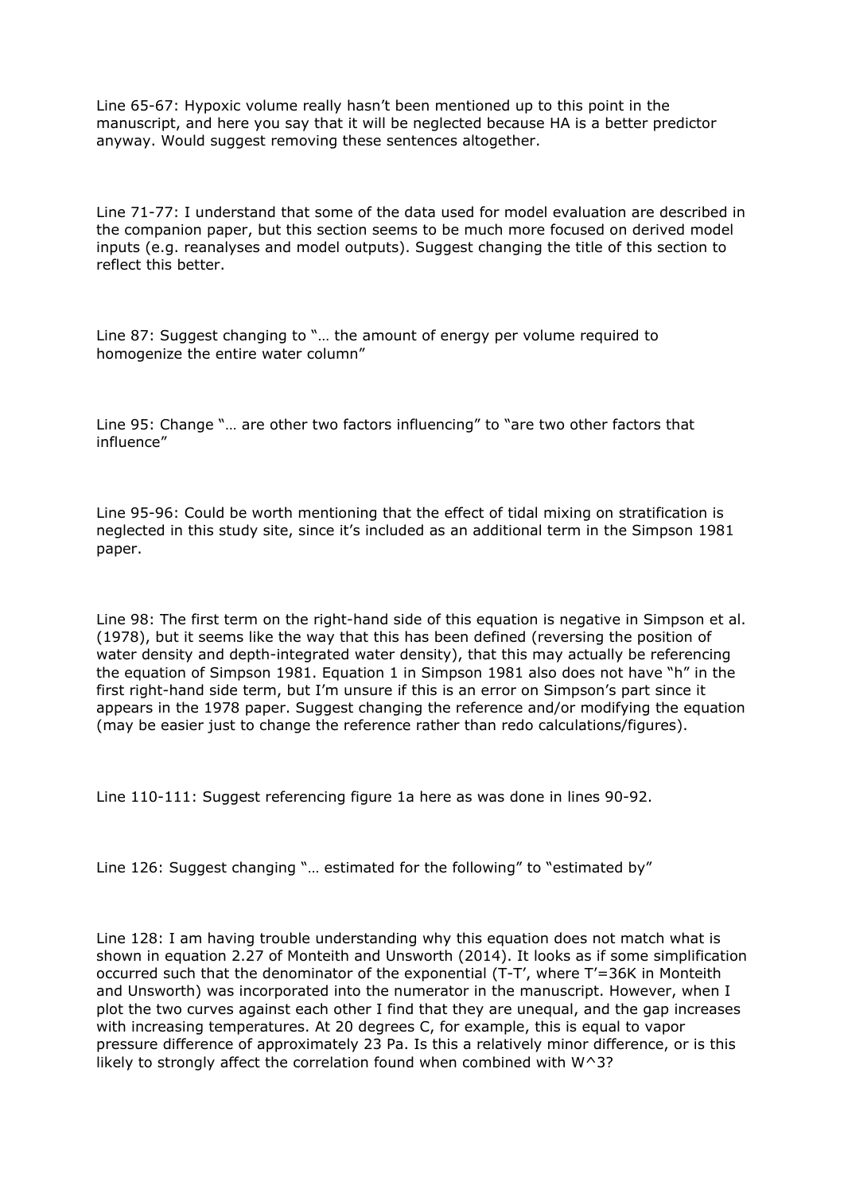Line 65-67: Hypoxic volume really hasn't been mentioned up to this point in the manuscript, and here you say that it will be neglected because HA is a better predictor anyway. Would suggest removing these sentences altogether.

Line 71-77: I understand that some of the data used for model evaluation are described in the companion paper, but this section seems to be much more focused on derived model inputs (e.g. reanalyses and model outputs). Suggest changing the title of this section to reflect this better.

Line 87: Suggest changing to "… the amount of energy per volume required to homogenize the entire water column"

Line 95: Change "… are other two factors influencing" to "are two other factors that influence"

Line 95-96: Could be worth mentioning that the effect of tidal mixing on stratification is neglected in this study site, since it's included as an additional term in the Simpson 1981 paper.

Line 98: The first term on the right-hand side of this equation is negative in Simpson et al. (1978), but it seems like the way that this has been defined (reversing the position of water density and depth-integrated water density), that this may actually be referencing the equation of Simpson 1981. Equation 1 in Simpson 1981 also does not have "h" in the first right-hand side term, but I'm unsure if this is an error on Simpson's part since it appears in the 1978 paper. Suggest changing the reference and/or modifying the equation (may be easier just to change the reference rather than redo calculations/figures).

Line 110-111: Suggest referencing figure 1a here as was done in lines 90-92.

Line 126: Suggest changing "… estimated for the following" to "estimated by"

Line 128: I am having trouble understanding why this equation does not match what is shown in equation 2.27 of Monteith and Unsworth (2014). It looks as if some simplification occurred such that the denominator of the exponential (T-T', where T'=36K in Monteith and Unsworth) was incorporated into the numerator in the manuscript. However, when I plot the two curves against each other I find that they are unequal, and the gap increases with increasing temperatures. At 20 degrees C, for example, this is equal to vapor pressure difference of approximately 23 Pa. Is this a relatively minor difference, or is this likely to strongly affect the correlation found when combined with $W^3$?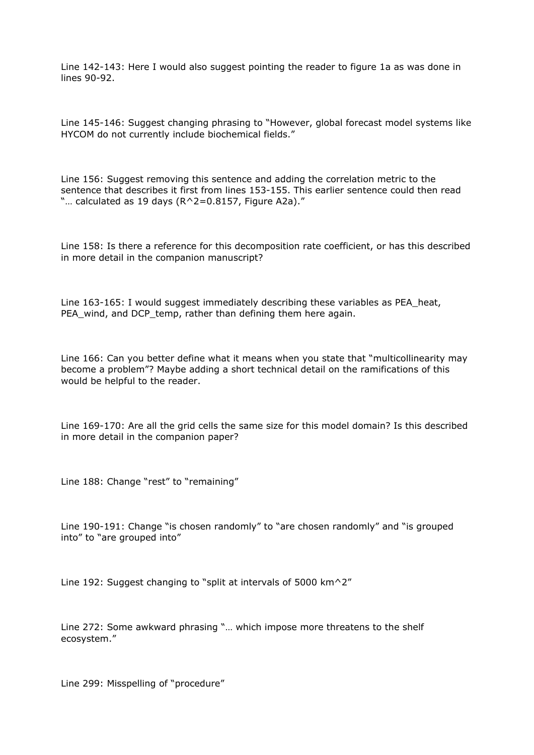Line 142-143: Here I would also suggest pointing the reader to figure 1a as was done in lines 90-92.

Line 145-146: Suggest changing phrasing to “However, global forecast model systems like HYCOM do not currently include biochemical fields.”

Line 156: Suggest removing this sentence and adding the correlation metric to the sentence that describes it first from lines 153-155. This earlier sentence could then read “… calculated as 19 days ($R^2$=0.8157, Figure A2a).”

Line 158: Is there a reference for this decomposition rate coefficient, or has this described in more detail in the companion manuscript?

Line 163-165: I would suggest immediately describing these variables as $PEA_{heat}$, $PEA_{wind}$, and $DCP_{temp}$, rather than defining them here again.

Line 166: Can you better define what it means when you state that “multicollinearity may become a problem”? Maybe adding a short technical detail on the ramifications of this would be helpful to the reader.

Line 169-170: Are all the grid cells the same size for this model domain? Is this described in more detail in the companion paper?

Line 188: Change “rest” to “remaining”

Line 190-191: Change “is chosen randomly” to “are chosen randomly” and “is grouped into” to “are grouped into”

Line 192: Suggest changing to “split at intervals of 5000 $km^2$”

Line 272: Some awkward phrasing “… which impose more threatens to the shelf ecosystem.”

Line 299: Misspelling of “procedure”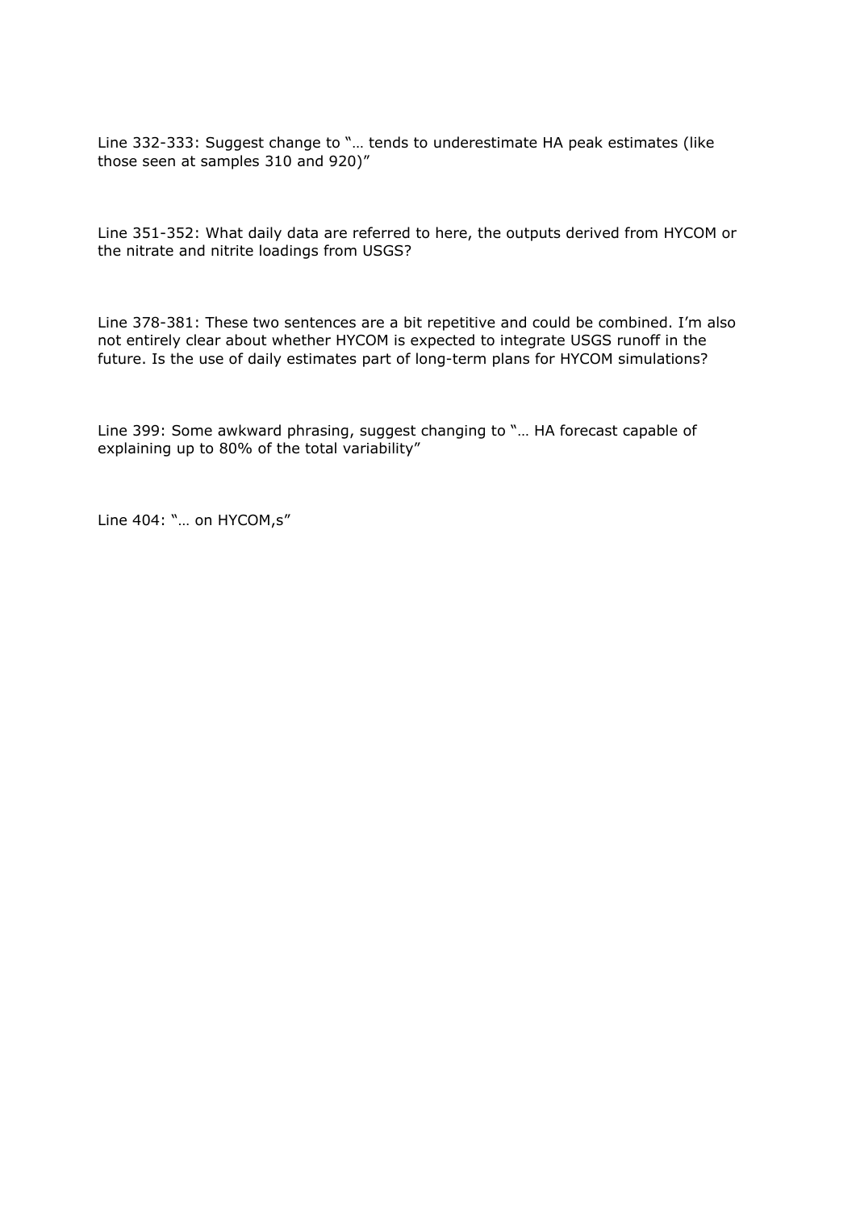Line 332-333: Suggest change to "… tends to underestimate HA peak estimates (like those seen at samples 310 and 920)"

Line 351-352: What daily data are referred to here, the outputs derived from HYCOM or the nitrate and nitrite loadings from USGS?

Line 378-381: These two sentences are a bit repetitive and could be combined. I'm also not entirely clear about whether HYCOM is expected to integrate USGS runoff in the future. Is the use of daily estimates part of long-term plans for HYCOM simulations?

Line 399: Some awkward phrasing, suggest changing to "… HA forecast capable of explaining up to 80% of the total variability"

Line 404: "… on HYCOM,s"